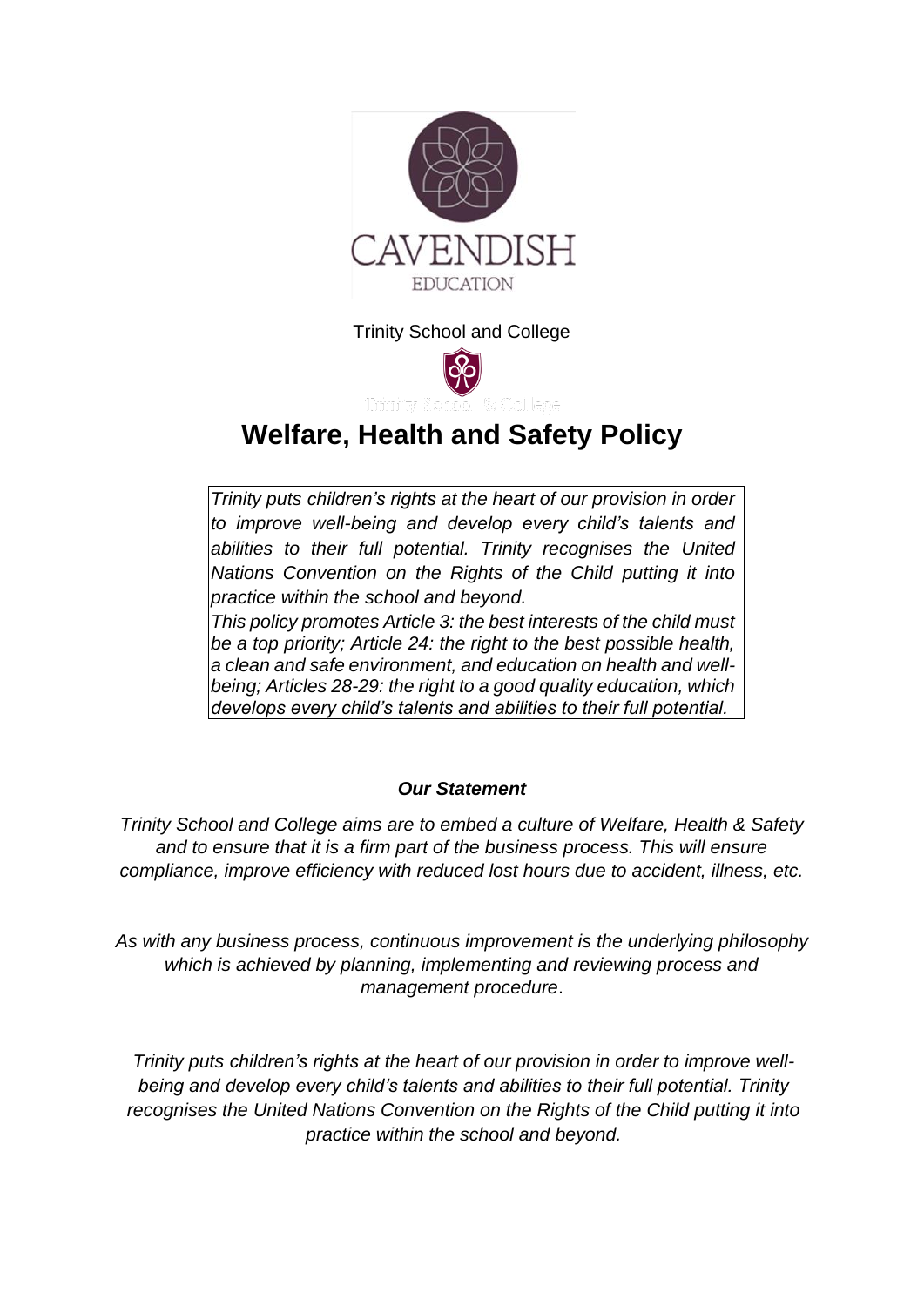CAVENDISH

EDUCATION

Trinity School and College

# Welfare, Health and Safety Policy

*Trinity puts children's rights at the heart of our provision in order to improve well-being and develop every child's talents and abilities to their full potential. Trinity recognises the United Nations Convention on the Rights of the Child putting it into practice within the school and beyond.*

*This policy promotes Article 3: the best interests of the child must be a top priority; Article 24: the right to the best possible health, a clean and safe environment, and education on health and well-being; Articles 28-29: the right to a good quality education, which develops every child's talents and abilities to their full potential.*

***Our Statement***

*Trinity School and College aims are to embed a culture of Welfare, Health & Safety and to ensure that it is a firm part of the business process. This will ensure compliance, improve efficiency with reduced lost hours due to accident, illness, etc.*

*As with any business process, continuous improvement is the underlying philosophy which is achieved by planning, implementing and reviewing process and management procedure.*

*Trinity puts children's rights at the heart of our provision in order to improve well-being and develop every child's talents and abilities to their full potential. Trinity recognises the United Nations Convention on the Rights of the Child putting it into practice within the school and beyond.*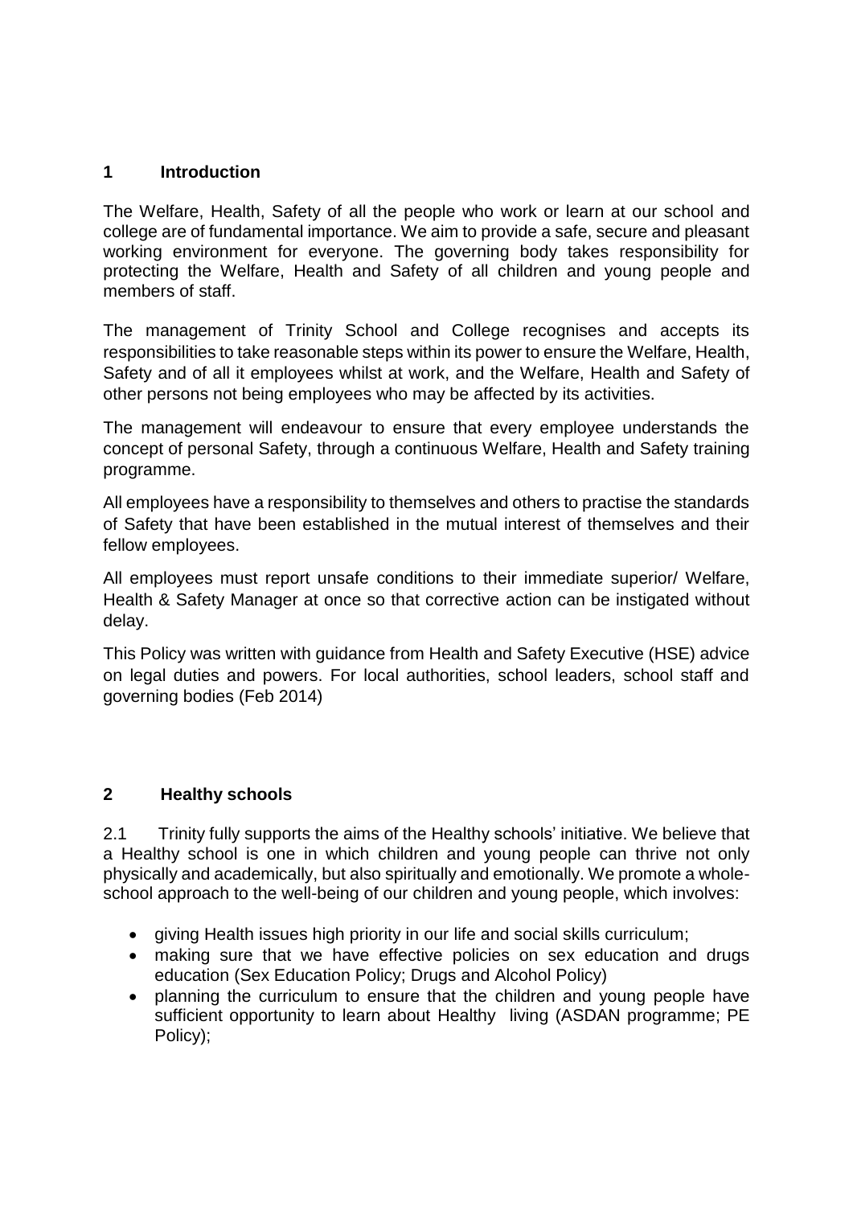## 1 Introduction

The Welfare, Health, Safety of all the people who work or learn at our school and college are of fundamental importance. We aim to provide a safe, secure and pleasant working environment for everyone. The governing body takes responsibility for protecting the Welfare, Health and Safety of all children and young people and members of staff.

The management of Trinity School and College recognises and accepts its responsibilities to take reasonable steps within its power to ensure the Welfare, Health, Safety and of all it employees whilst at work, and the Welfare, Health and Safety of other persons not being employees who may be affected by its activities.

The management will endeavour to ensure that every employee understands the concept of personal Safety, through a continuous Welfare, Health and Safety training programme.

All employees have a responsibility to themselves and others to practise the standards of Safety that have been established in the mutual interest of themselves and their fellow employees.

All employees must report unsafe conditions to their immediate superior/ Welfare, Health & Safety Manager at once so that corrective action can be instigated without delay.

This Policy was written with guidance from Health and Safety Executive (HSE) advice on legal duties and powers. For local authorities, school leaders, school staff and governing bodies (Feb 2014)

## 2 Healthy schools

2.1 Trinity fully supports the aims of the Healthy schools' initiative. We believe that a Healthy school is one in which children and young people can thrive not only physically and academically, but also spiritually and emotionally. We promote a whole-school approach to the well-being of our children and young people, which involves:

- giving Health issues high priority in our life and social skills curriculum;
- making sure that we have effective policies on sex education and drugs education (Sex Education Policy; Drugs and Alcohol Policy)
- planning the curriculum to ensure that the children and young people have sufficient opportunity to learn about Healthy living (ASDAN programme; PE Policy);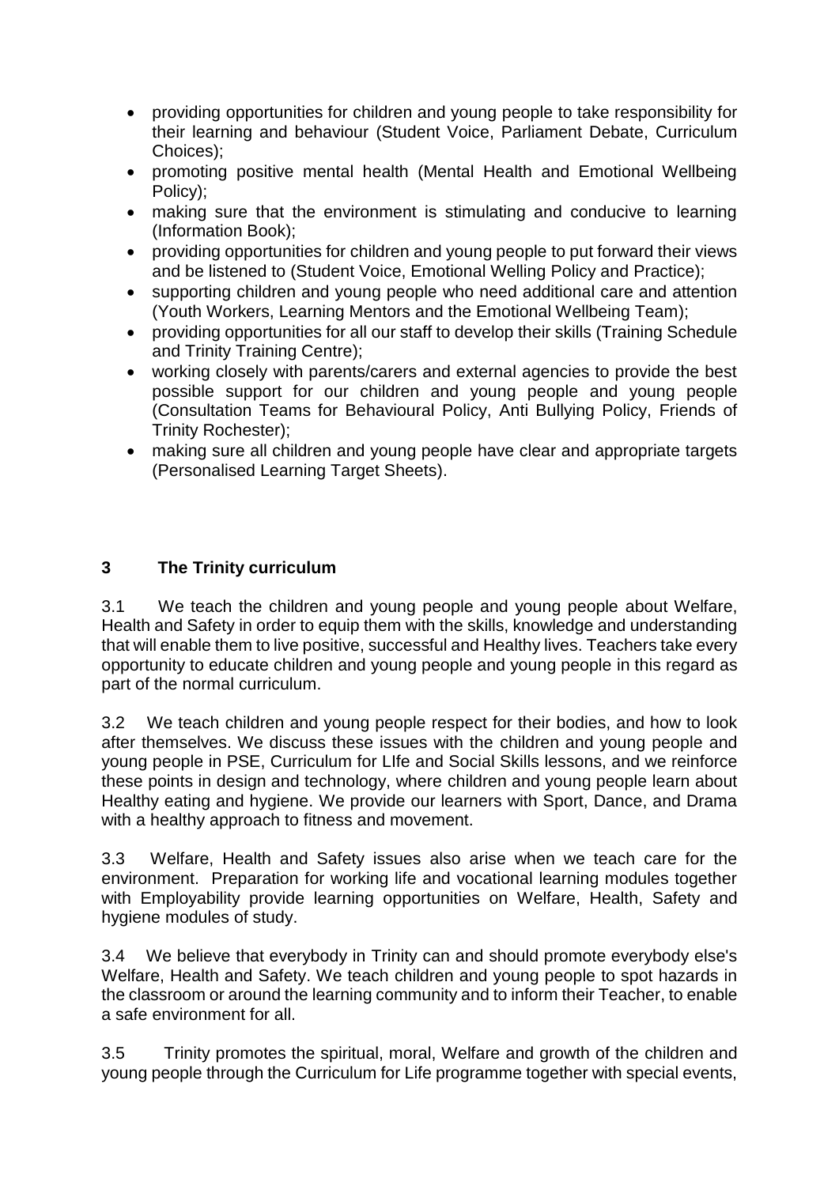- providing opportunities for children and young people to take responsibility for their learning and behaviour (Student Voice, Parliament Debate, Curriculum Choices);
- promoting positive mental health (Mental Health and Emotional Wellbeing Policy);
- making sure that the environment is stimulating and conducive to learning (Information Book);
- providing opportunities for children and young people to put forward their views and be listened to (Student Voice, Emotional Welling Policy and Practice);
- supporting children and young people who need additional care and attention (Youth Workers, Learning Mentors and the Emotional Wellbeing Team);
- providing opportunities for all our staff to develop their skills (Training Schedule and Trinity Training Centre);
- working closely with parents/carers and external agencies to provide the best possible support for our children and young people and young people (Consultation Teams for Behavioural Policy, Anti Bullying Policy, Friends of Trinity Rochester);
- making sure all children and young people have clear and appropriate targets (Personalised Learning Target Sheets).

## 3 The Trinity curriculum

3.1 We teach the children and young people and young people about Welfare, Health and Safety in order to equip them with the skills, knowledge and understanding that will enable them to live positive, successful and Healthy lives. Teachers take every opportunity to educate children and young people and young people in this regard as part of the normal curriculum.

3.2 We teach children and young people respect for their bodies, and how to look after themselves. We discuss these issues with the children and young people and young people in PSE, Curriculum for LIfe and Social Skills lessons, and we reinforce these points in design and technology, where children and young people learn about Healthy eating and hygiene. We provide our learners with Sport, Dance, and Drama with a healthy approach to fitness and movement.

3.3 Welfare, Health and Safety issues also arise when we teach care for the environment. Preparation for working life and vocational learning modules together with Employability provide learning opportunities on Welfare, Health, Safety and hygiene modules of study.

3.4 We believe that everybody in Trinity can and should promote everybody else's Welfare, Health and Safety. We teach children and young people to spot hazards in the classroom or around the learning community and to inform their Teacher, to enable a safe environment for all.

3.5 Trinity promotes the spiritual, moral, Welfare and growth of the children and young people through the Curriculum for Life programme together with special events,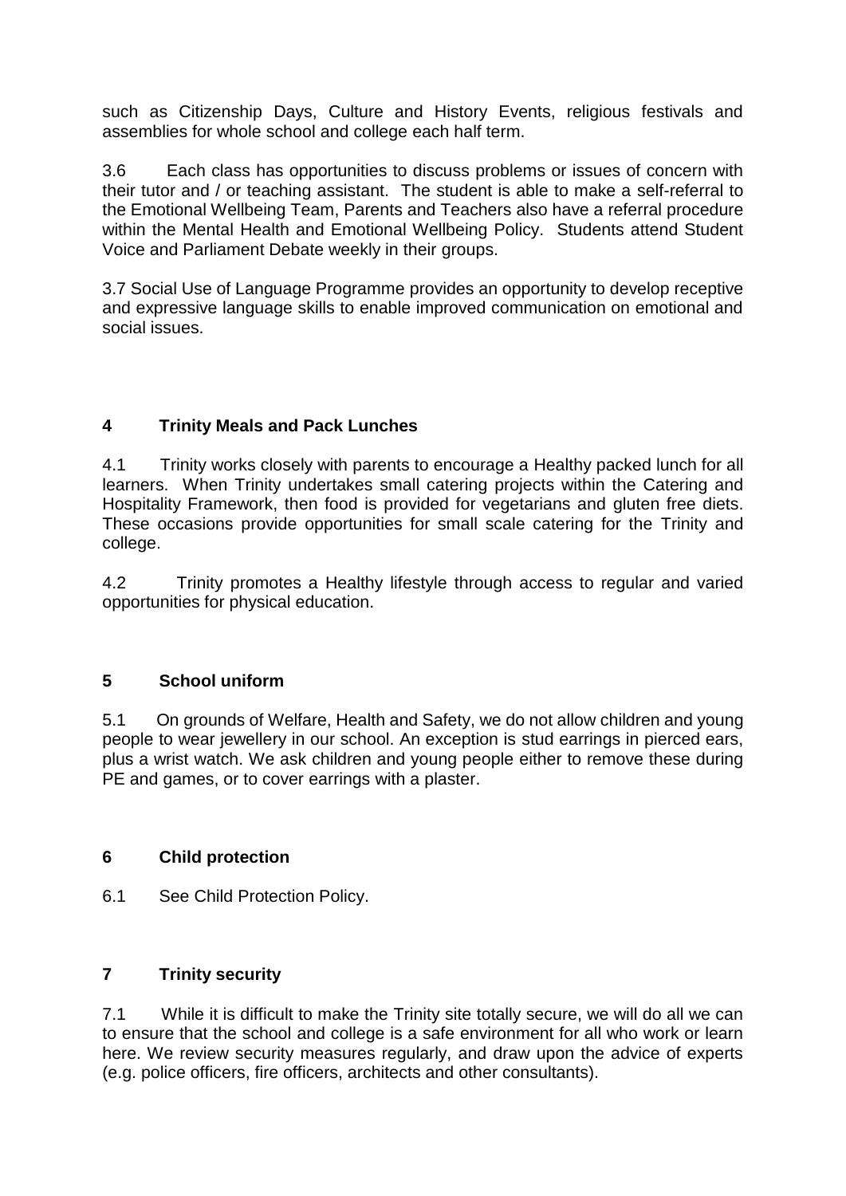such as Citizenship Days, Culture and History Events, religious festivals and assemblies for whole school and college each half term.

3.6 Each class has opportunities to discuss problems or issues of concern with their tutor and / or teaching assistant. The student is able to make a self-referral to the Emotional Wellbeing Team, Parents and Teachers also have a referral procedure within the Mental Health and Emotional Wellbeing Policy. Students attend Student Voice and Parliament Debate weekly in their groups.

3.7 Social Use of Language Programme provides an opportunity to develop receptive and expressive language skills to enable improved communication on emotional and social issues.

## 4 Trinity Meals and Pack Lunches

4.1 Trinity works closely with parents to encourage a Healthy packed lunch for all learners. When Trinity undertakes small catering projects within the Catering and Hospitality Framework, then food is provided for vegetarians and gluten free diets. These occasions provide opportunities for small scale catering for the Trinity and college.

4.2 Trinity promotes a Healthy lifestyle through access to regular and varied opportunities for physical education.

## 5 School uniform

5.1 On grounds of Welfare, Health and Safety, we do not allow children and young people to wear jewellery in our school. An exception is stud earrings in pierced ears, plus a wrist watch. We ask children and young people either to remove these during PE and games, or to cover earrings with a plaster.

## 6 Child protection

6.1 See Child Protection Policy.

## 7 Trinity security

7.1 While it is difficult to make the Trinity site totally secure, we will do all we can to ensure that the school and college is a safe environment for all who work or learn here. We review security measures regularly, and draw upon the advice of experts (e.g. police officers, fire officers, architects and other consultants).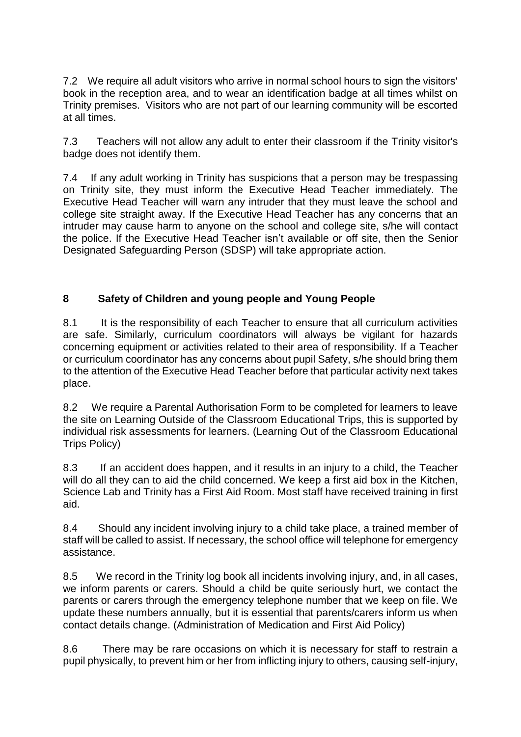7.2 We require all adult visitors who arrive in normal school hours to sign the visitors' book in the reception area, and to wear an identification badge at all times whilst on Trinity premises. Visitors who are not part of our learning community will be escorted at all times.

7.3 Teachers will not allow any adult to enter their classroom if the Trinity visitor's badge does not identify them.

7.4 If any adult working in Trinity has suspicions that a person may be trespassing on Trinity site, they must inform the Executive Head Teacher immediately. The Executive Head Teacher will warn any intruder that they must leave the school and college site straight away. If the Executive Head Teacher has any concerns that an intruder may cause harm to anyone on the school and college site, s/he will contact the police. If the Executive Head Teacher isn't available or off site, then the Senior Designated Safeguarding Person (SDSP) will take appropriate action.

## 8 Safety of Children and young people and Young People

8.1 It is the responsibility of each Teacher to ensure that all curriculum activities are safe. Similarly, curriculum coordinators will always be vigilant for hazards concerning equipment or activities related to their area of responsibility. If a Teacher or curriculum coordinator has any concerns about pupil Safety, s/he should bring them to the attention of the Executive Head Teacher before that particular activity next takes place.

8.2 We require a Parental Authorisation Form to be completed for learners to leave the site on Learning Outside of the Classroom Educational Trips, this is supported by individual risk assessments for learners. (Learning Out of the Classroom Educational Trips Policy)

8.3 If an accident does happen, and it results in an injury to a child, the Teacher will do all they can to aid the child concerned. We keep a first aid box in the Kitchen, Science Lab and Trinity has a First Aid Room. Most staff have received training in first aid.

8.4 Should any incident involving injury to a child take place, a trained member of staff will be called to assist. If necessary, the school office will telephone for emergency assistance.

8.5 We record in the Trinity log book all incidents involving injury, and, in all cases, we inform parents or carers. Should a child be quite seriously hurt, we contact the parents or carers through the emergency telephone number that we keep on file. We update these numbers annually, but it is essential that parents/carers inform us when contact details change. (Administration of Medication and First Aid Policy)

8.6 There may be rare occasions on which it is necessary for staff to restrain a pupil physically, to prevent him or her from inflicting injury to others, causing self-injury,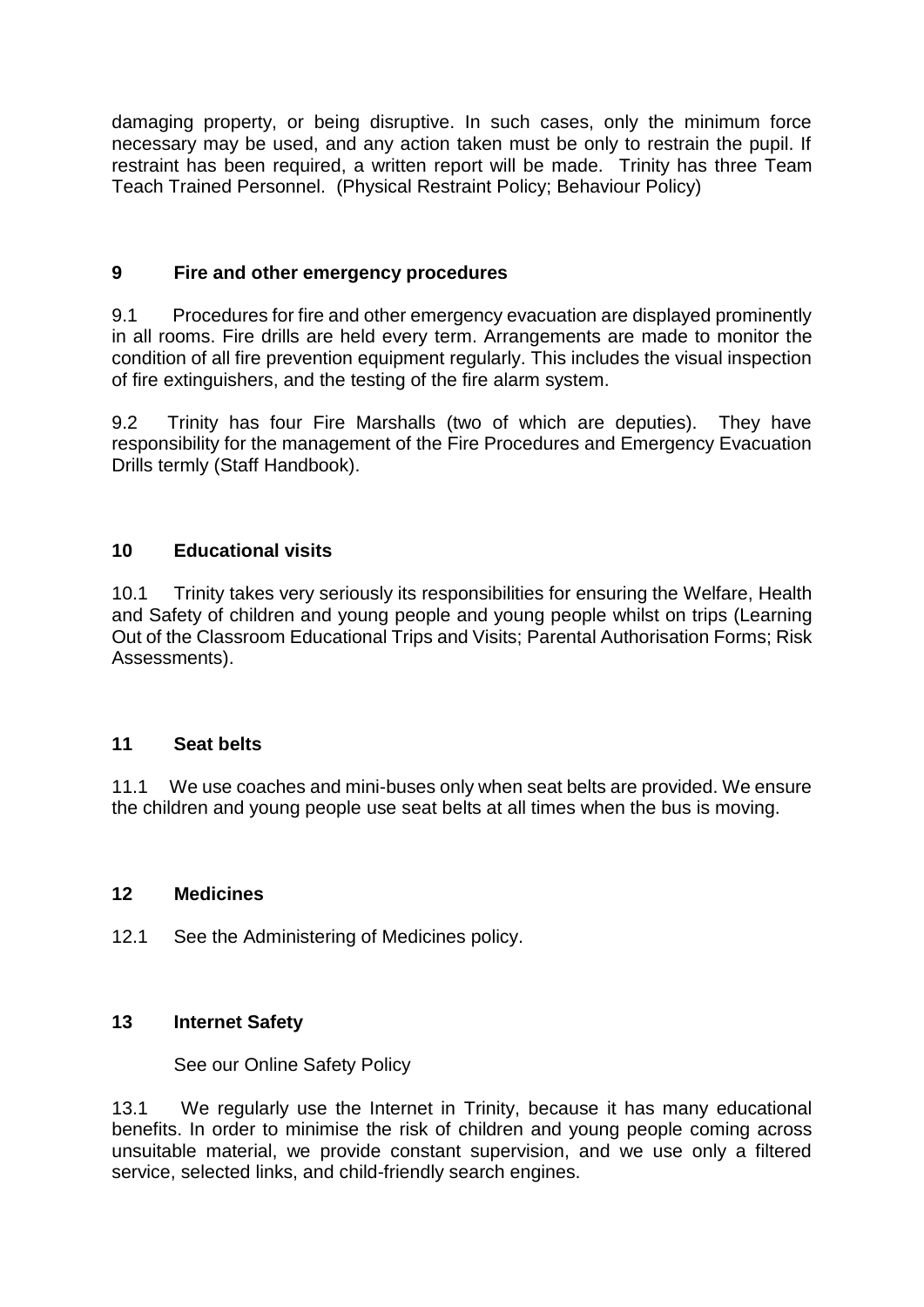damaging property, or being disruptive. In such cases, only the minimum force necessary may be used, and any action taken must be only to restrain the pupil. If restraint has been required, a written report will be made. Trinity has three Team Teach Trained Personnel. (Physical Restraint Policy; Behaviour Policy)

## 9 Fire and other emergency procedures

9.1 Procedures for fire and other emergency evacuation are displayed prominently in all rooms. Fire drills are held every term. Arrangements are made to monitor the condition of all fire prevention equipment regularly. This includes the visual inspection of fire extinguishers, and the testing of the fire alarm system.

9.2 Trinity has four Fire Marshalls (two of which are deputies). They have responsibility for the management of the Fire Procedures and Emergency Evacuation Drills termly (Staff Handbook).

## 10 Educational visits

10.1 Trinity takes very seriously its responsibilities for ensuring the Welfare, Health and Safety of children and young people and young people whilst on trips (Learning Out of the Classroom Educational Trips and Visits; Parental Authorisation Forms; Risk Assessments).

## 11 Seat belts

11.1 We use coaches and mini-buses only when seat belts are provided. We ensure the children and young people use seat belts at all times when the bus is moving.

## 12 Medicines

12.1 See the Administering of Medicines policy.

## 13 Internet Safety

See our Online Safety Policy

13.1 We regularly use the Internet in Trinity, because it has many educational benefits. In order to minimise the risk of children and young people coming across unsuitable material, we provide constant supervision, and we use only a filtered service, selected links, and child-friendly search engines.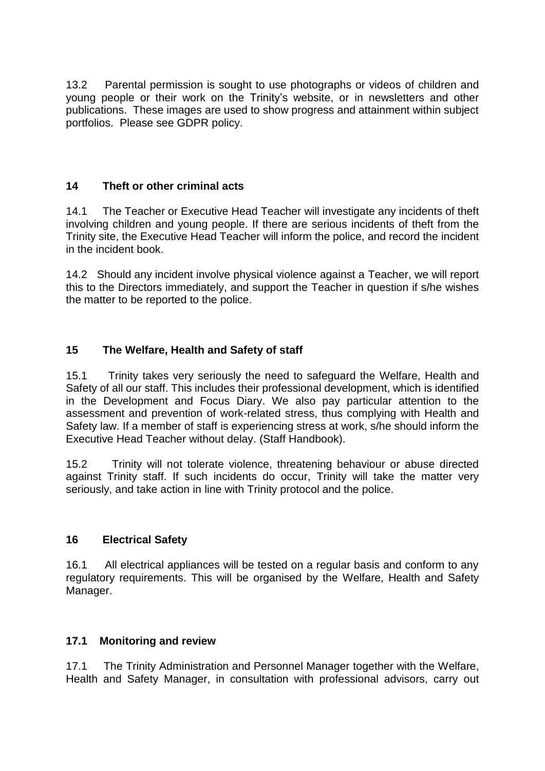13.2 Parental permission is sought to use photographs or videos of children and young people or their work on the Trinity's website, or in newsletters and other publications. These images are used to show progress and attainment within subject portfolios. Please see GDPR policy.

## 14 Theft or other criminal acts

14.1 The Teacher or Executive Head Teacher will investigate any incidents of theft involving children and young people. If there are serious incidents of theft from the Trinity site, the Executive Head Teacher will inform the police, and record the incident in the incident book.

14.2 Should any incident involve physical violence against a Teacher, we will report this to the Directors immediately, and support the Teacher in question if s/he wishes the matter to be reported to the police.

## 15 The Welfare, Health and Safety of staff

15.1 Trinity takes very seriously the need to safeguard the Welfare, Health and Safety of all our staff. This includes their professional development, which is identified in the Development and Focus Diary. We also pay particular attention to the assessment and prevention of work-related stress, thus complying with Health and Safety law. If a member of staff is experiencing stress at work, s/he should inform the Executive Head Teacher without delay. (Staff Handbook).

15.2 Trinity will not tolerate violence, threatening behaviour or abuse directed against Trinity staff. If such incidents do occur, Trinity will take the matter very seriously, and take action in line with Trinity protocol and the police.

## 16 Electrical Safety

16.1 All electrical appliances will be tested on a regular basis and conform to any regulatory requirements. This will be organised by the Welfare, Health and Safety Manager.

## 17.1 Monitoring and review

17.1 The Trinity Administration and Personnel Manager together with the Welfare, Health and Safety Manager, in consultation with professional advisors, carry out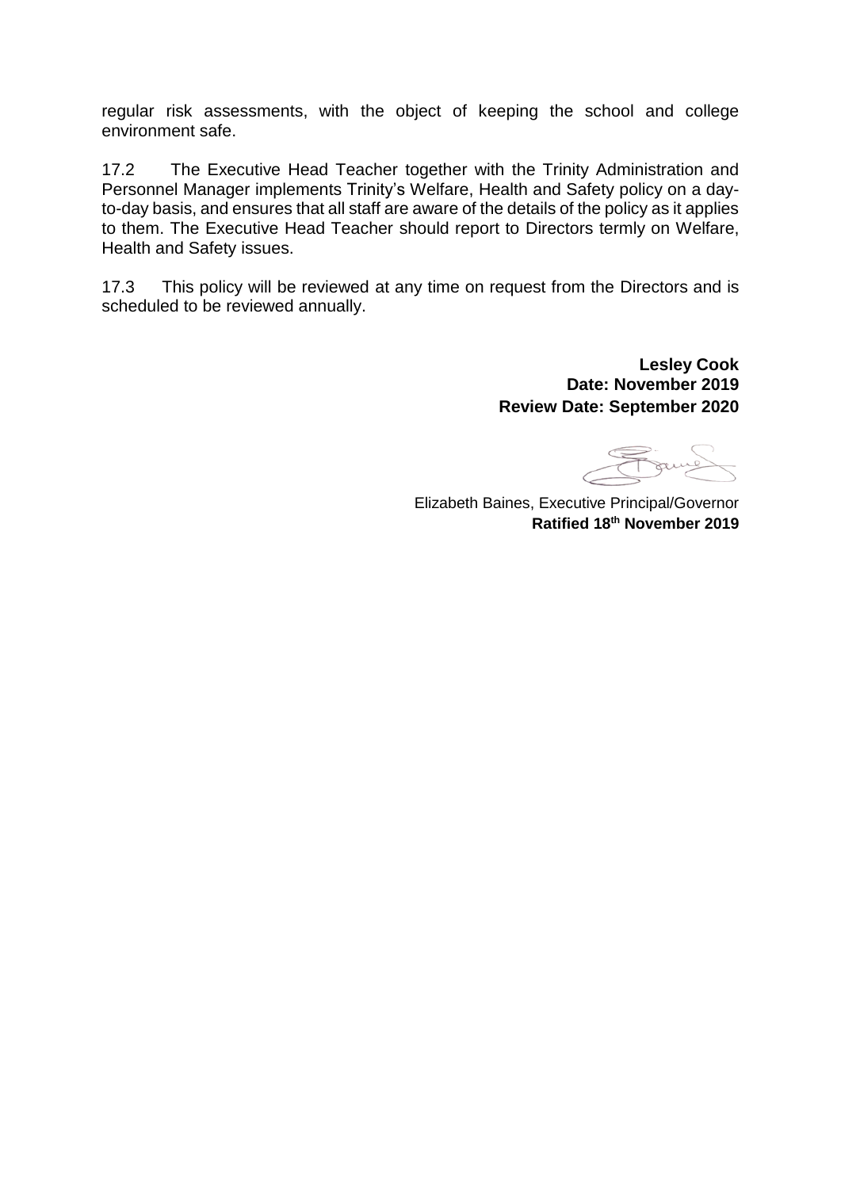regular risk assessments, with the object of keeping the school and college environment safe.

17.2 The Executive Head Teacher together with the Trinity Administration and Personnel Manager implements Trinity's Welfare, Health and Safety policy on a day-to-day basis, and ensures that all staff are aware of the details of the policy as it applies to them. The Executive Head Teacher should report to Directors termly on Welfare, Health and Safety issues.

17.3 This policy will be reviewed at any time on request from the Directors and is scheduled to be reviewed annually.

**Lesley Cook**
**Date: November 2019**
**Review Date: September 2020**

Elizabeth Baines, Executive Principal/Governor
**Ratified 18th November 2019**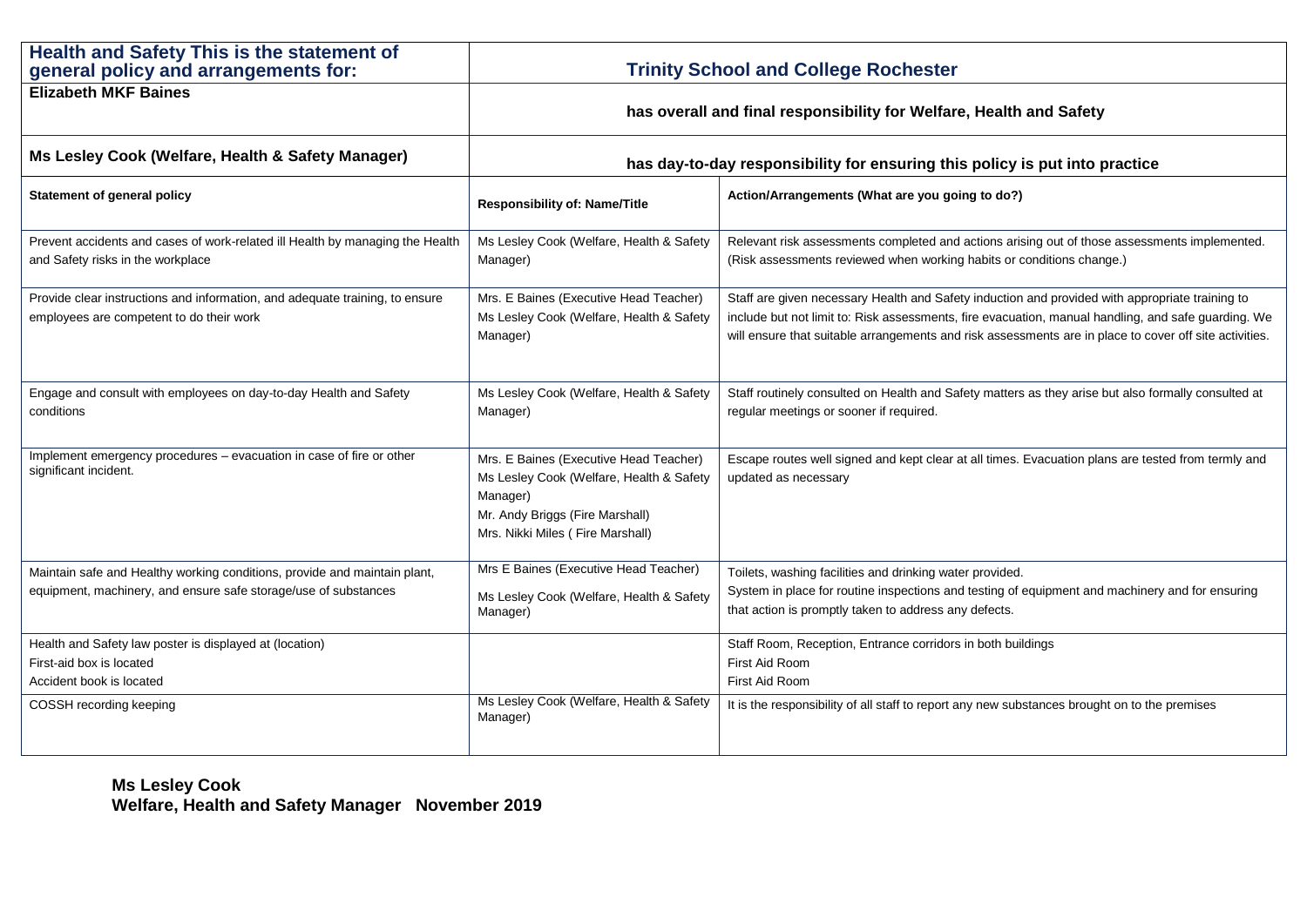| Health and Safety This is the statement of general policy and arrangements for: | Trinity School and College Rochester | |
|---|---|---|
| Elizabeth MKF Baines | has overall and final responsibility for Welfare, Health and Safety | |
| Ms Lesley Cook (Welfare, Health & Safety Manager) | has day-to-day responsibility for ensuring this policy is put into practice | |
| **Statement of general policy** | **Responsibility of: Name/Title** | **Action/Arrangements (What are you going to do?)** |
| Prevent accidents and cases of work-related ill Health by managing the Health and Safety risks in the workplace | Ms Lesley Cook (Welfare, Health & Safety Manager) | Relevant risk assessments completed and actions arising out of those assessments implemented. (Risk assessments reviewed when working habits or conditions change.) |
| Provide clear instructions and information, and adequate training, to ensure employees are competent to do their work | Mrs. E Baines (Executive Head Teacher)<br>Ms Lesley Cook (Welfare, Health & Safety Manager) | Staff are given necessary Health and Safety induction and provided with appropriate training to include but not limit to: Risk assessments, fire evacuation, manual handling, and safe guarding. We will ensure that suitable arrangements and risk assessments are in place to cover off site activities. |
| Engage and consult with employees on day-to-day Health and Safety conditions | Ms Lesley Cook (Welfare, Health & Safety Manager) | Staff routinely consulted on Health and Safety matters as they arise but also formally consulted at regular meetings or sooner if required. |
| Implement emergency procedures – evacuation in case of fire or other significant incident. | Mrs. E Baines (Executive Head Teacher)<br>Ms Lesley Cook (Welfare, Health & Safety Manager)<br>Mr. Andy Briggs (Fire Marshall)<br>Mrs. Nikki Miles ( Fire Marshall) | Escape routes well signed and kept clear at all times. Evacuation plans are tested from termly and updated as necessary |
| Maintain safe and Healthy working conditions, provide and maintain plant, equipment, machinery, and ensure safe storage/use of substances | Mrs E Baines (Executive Head Teacher)<br>Ms Lesley Cook (Welfare, Health & Safety Manager) | Toilets, washing facilities and drinking water provided.<br>System in place for routine inspections and testing of equipment and machinery and for ensuring that action is promptly taken to address any defects. |
| Health and Safety law poster is displayed at (location)<br>First-aid box is located<br>Accident book is located | | Staff Room, Reception, Entrance corridors in both buildings<br>First Aid Room<br>First Aid Room |
| COSSH recording keeping | Ms Lesley Cook (Welfare, Health & Safety Manager) | It is the responsibility of all staff to report any new substances brought on to the premises |

**Ms Lesley Cook**
**Welfare, Health and Safety Manager November 2019**